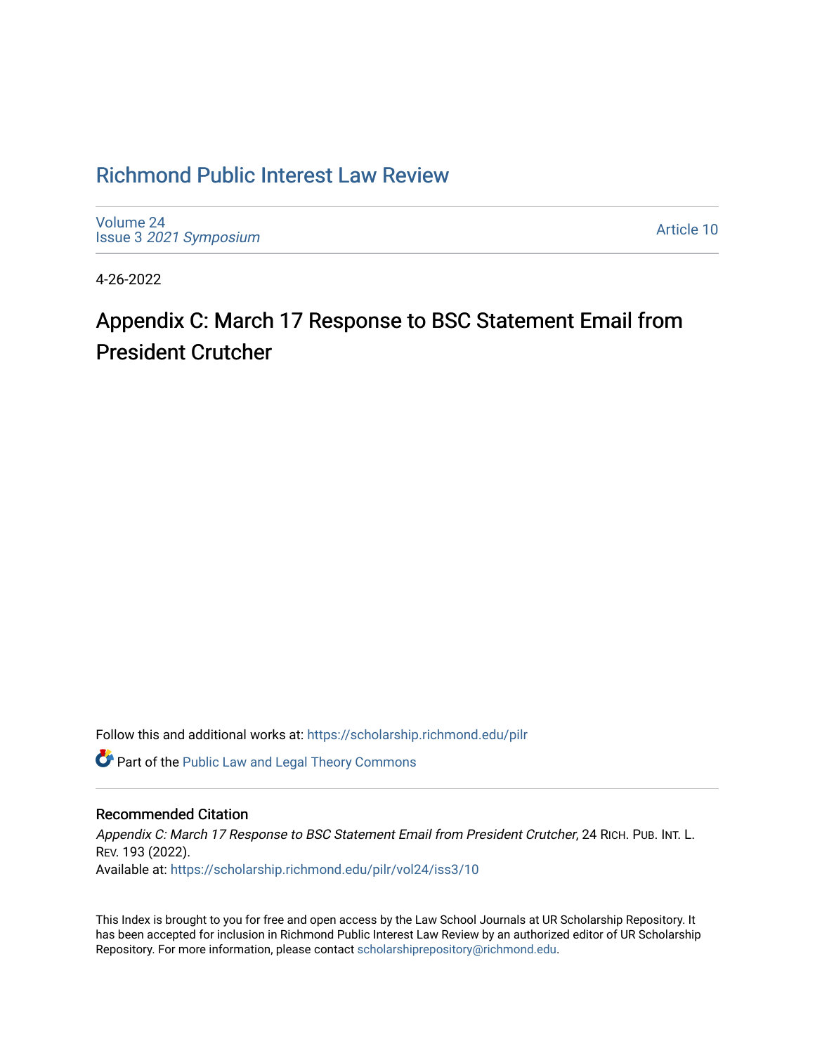# Richmond Public Interest Law Review

Volume 24
Issue 3 *2021 Symposium*

Article 10

4-26-2022

## Appendix C: March 17 Response to BSC Statement Email from President Crutcher

Follow this and additional works at: https://scholarship.richmond.edu/pilr

Part of the Public Law and Legal Theory Commons

### Recommended Citation

*Appendix C: March 17 Response to BSC Statement Email from President Crutcher*, 24 RICH. PUB. INT. L. REV. 193 (2022).
Available at: https://scholarship.richmond.edu/pilr/vol24/iss3/10

This Index is brought to you for free and open access by the Law School Journals at UR Scholarship Repository. It has been accepted for inclusion in Richmond Public Interest Law Review by an authorized editor of UR Scholarship Repository. For more information, please contact scholarshiprepository@richmond.edu.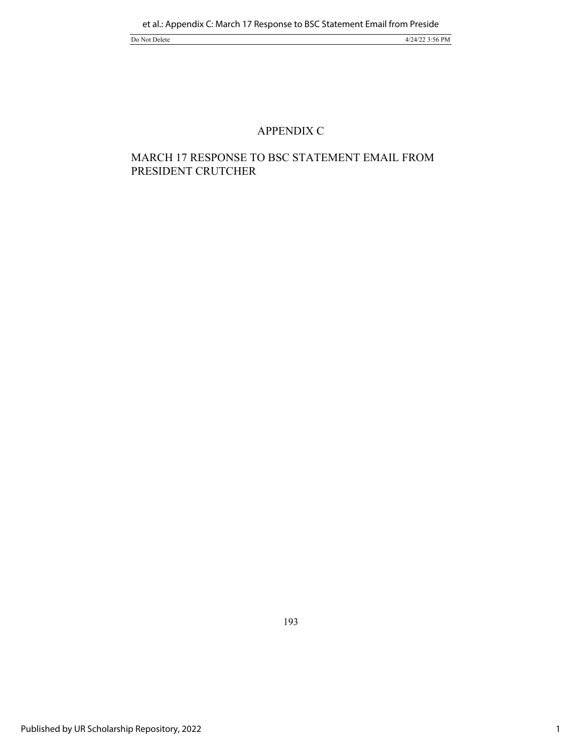# APPENDIX C

## MARCH 17 RESPONSE TO BSC STATEMENT EMAIL FROM PRESIDENT CRUTCHER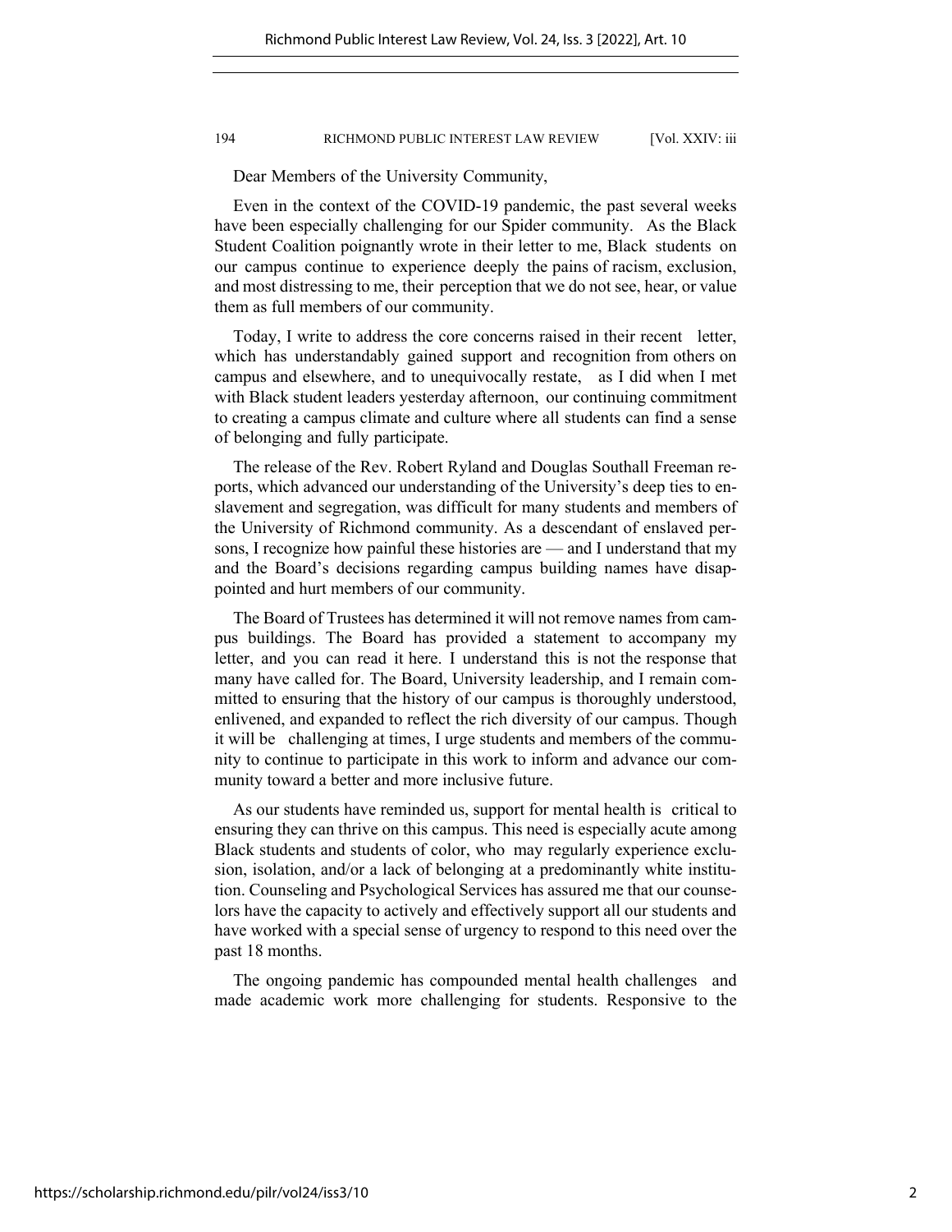Dear Members of the University Community,

Even in the context of the COVID-19 pandemic, the past several weeks have been especially challenging for our Spider community. As the Black Student Coalition poignantly wrote in their letter to me, Black students on our campus continue to experience deeply the pains of racism, exclusion, and most distressing to me, their perception that we do not see, hear, or value them as full members of our community.

Today, I write to address the core concerns raised in their recent letter, which has understandably gained support and recognition from others on campus and elsewhere, and to unequivocally restate, as I did when I met with Black student leaders yesterday afternoon, our continuing commitment to creating a campus climate and culture where all students can find a sense of belonging and fully participate.

The release of the Rev. Robert Ryland and Douglas Southall Freeman reports, which advanced our understanding of the University's deep ties to enslavement and segregation, was difficult for many students and members of the University of Richmond community. As a descendant of enslaved persons, I recognize how painful these histories are — and I understand that my and the Board's decisions regarding campus building names have disappointed and hurt members of our community.

The Board of Trustees has determined it will not remove names from campus buildings. The Board has provided a statement to accompany my letter, and you can read it here. I understand this is not the response that many have called for. The Board, University leadership, and I remain committed to ensuring that the history of our campus is thoroughly understood, enlivened, and expanded to reflect the rich diversity of our campus. Though it will be challenging at times, I urge students and members of the community to continue to participate in this work to inform and advance our community toward a better and more inclusive future.

As our students have reminded us, support for mental health is critical to ensuring they can thrive on this campus. This need is especially acute among Black students and students of color, who may regularly experience exclusion, isolation, and/or a lack of belonging at a predominantly white institution. Counseling and Psychological Services has assured me that our counselors have the capacity to actively and effectively support all our students and have worked with a special sense of urgency to respond to this need over the past 18 months.

The ongoing pandemic has compounded mental health challenges and made academic work more challenging for students. Responsive to the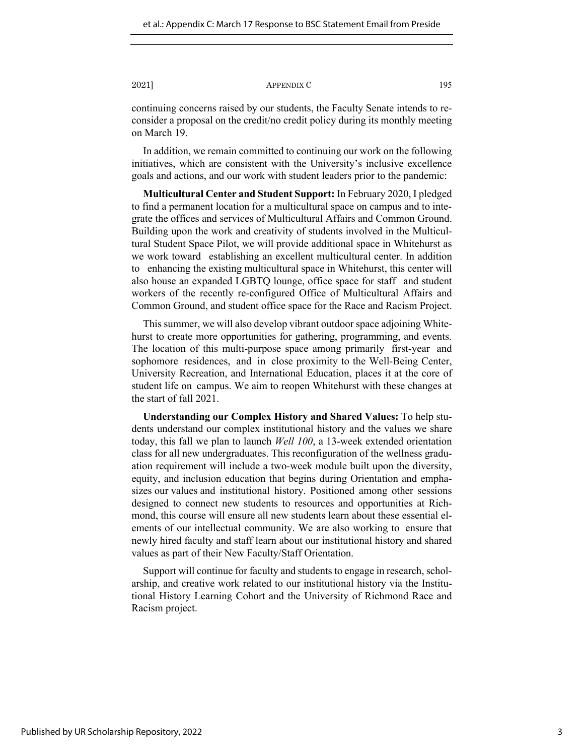continuing concerns raised by our students, the Faculty Senate intends to reconsider a proposal on the credit/no credit policy during its monthly meeting on March 19.

In addition, we remain committed to continuing our work on the following initiatives, which are consistent with the University's inclusive excellence goals and actions, and our work with student leaders prior to the pandemic:

**Multicultural Center and Student Support:** In February 2020, I pledged to find a permanent location for a multicultural space on campus and to integrate the offices and services of Multicultural Affairs and Common Ground. Building upon the work and creativity of students involved in the Multicultural Student Space Pilot, we will provide additional space in Whitehurst as we work toward establishing an excellent multicultural center. In addition to enhancing the existing multicultural space in Whitehurst, this center will also house an expanded LGBTQ lounge, office space for staff and student workers of the recently re-configured Office of Multicultural Affairs and Common Ground, and student office space for the Race and Racism Project.

This summer, we will also develop vibrant outdoor space adjoining Whitehurst to create more opportunities for gathering, programming, and events. The location of this multi-purpose space among primarily first-year and sophomore residences, and in close proximity to the Well-Being Center, University Recreation, and International Education, places it at the core of student life on campus. We aim to reopen Whitehurst with these changes at the start of fall 2021.

**Understanding our Complex History and Shared Values:** To help students understand our complex institutional history and the values we share today, this fall we plan to launch *Well 100*, a 13-week extended orientation class for all new undergraduates. This reconfiguration of the wellness graduation requirement will include a two-week module built upon the diversity, equity, and inclusion education that begins during Orientation and emphasizes our values and institutional history. Positioned among other sessions designed to connect new students to resources and opportunities at Richmond, this course will ensure all new students learn about these essential elements of our intellectual community. We are also working to ensure that newly hired faculty and staff learn about our institutional history and shared values as part of their New Faculty/Staff Orientation.

Support will continue for faculty and students to engage in research, scholarship, and creative work related to our institutional history via the Institutional History Learning Cohort and the University of Richmond Race and Racism project.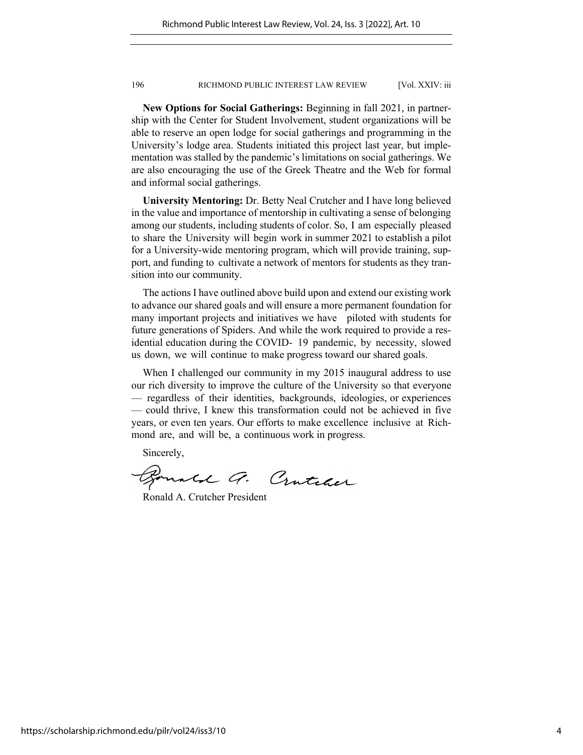**New Options for Social Gatherings:** Beginning in fall 2021, in partnership with the Center for Student Involvement, student organizations will be able to reserve an open lodge for social gatherings and programming in the University's lodge area. Students initiated this project last year, but implementation was stalled by the pandemic's limitations on social gatherings. We are also encouraging the use of the Greek Theatre and the Web for formal and informal social gatherings.

**University Mentoring:** Dr. Betty Neal Crutcher and I have long believed in the value and importance of mentorship in cultivating a sense of belonging among our students, including students of color. So, I am especially pleased to share the University will begin work in summer 2021 to establish a pilot for a University-wide mentoring program, which will provide training, support, and funding to cultivate a network of mentors for students as they transition into our community.

The actions I have outlined above build upon and extend our existing work to advance our shared goals and will ensure a more permanent foundation for many important projects and initiatives we have piloted with students for future generations of Spiders. And while the work required to provide a residential education during the COVID- 19 pandemic, by necessity, slowed us down, we will continue to make progress toward our shared goals.

When I challenged our community in my 2015 inaugural address to use our rich diversity to improve the culture of the University so that everyone — regardless of their identities, backgrounds, ideologies, or experiences — could thrive, I knew this transformation could not be achieved in five years, or even ten years. Our efforts to make excellence inclusive at Richmond are, and will be, a continuous work in progress.

Sincerely,

Ronald A. Crutcher

Ronald A. Crutcher President